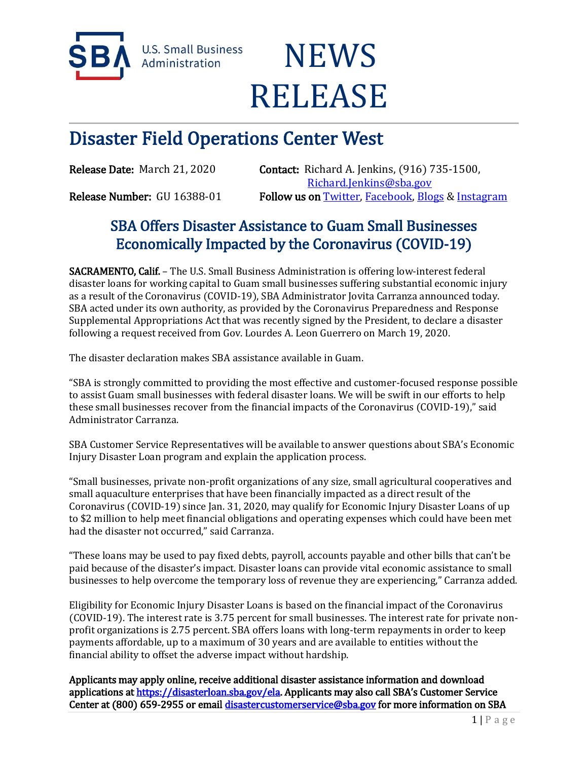U.S. Small Business Administration

# NEWS RELEASE

## Disaster Field Operations Center West

**Release Date:** March 21, 2020

**Contact:** Richard A. Jenkins, (916) 735-1500, Richard.Jenkins@sba.gov

**Release Number:** GU 16388-01

**Follow us on** Twitter, Facebook, Blogs & Instagram

## SBA Offers Disaster Assistance to Guam Small Businesses Economically Impacted by the Coronavirus (COVID-19)

**SACRAMENTO, Calif.** – The U.S. Small Business Administration is offering low-interest federal disaster loans for working capital to Guam small businesses suffering substantial economic injury as a result of the Coronavirus (COVID-19), SBA Administrator Jovita Carranza announced today. SBA acted under its own authority, as provided by the Coronavirus Preparedness and Response Supplemental Appropriations Act that was recently signed by the President, to declare a disaster following a request received from Gov. Lourdes A. Leon Guerrero on March 19, 2020.

The disaster declaration makes SBA assistance available in Guam.

"SBA is strongly committed to providing the most effective and customer-focused response possible to assist Guam small businesses with federal disaster loans. We will be swift in our efforts to help these small businesses recover from the financial impacts of the Coronavirus (COVID-19)," said Administrator Carranza.

SBA Customer Service Representatives will be available to answer questions about SBA's Economic Injury Disaster Loan program and explain the application process.

"Small businesses, private non-profit organizations of any size, small agricultural cooperatives and small aquaculture enterprises that have been financially impacted as a direct result of the Coronavirus (COVID-19) since Jan. 31, 2020, may qualify for Economic Injury Disaster Loans of up to $2 million to help meet financial obligations and operating expenses which could have been met had the disaster not occurred," said Carranza.

"These loans may be used to pay fixed debts, payroll, accounts payable and other bills that can't be paid because of the disaster's impact. Disaster loans can provide vital economic assistance to small businesses to help overcome the temporary loss of revenue they are experiencing," Carranza added.

Eligibility for Economic Injury Disaster Loans is based on the financial impact of the Coronavirus (COVID-19). The interest rate is 3.75 percent for small businesses. The interest rate for private non-profit organizations is 2.75 percent. SBA offers loans with long-term repayments in order to keep payments affordable, up to a maximum of 30 years and are available to entities without the financial ability to offset the adverse impact without hardship.

**Applicants may apply online, receive additional disaster assistance information and download applications at https://disasterloan.sba.gov/ela. Applicants may also call SBA's Customer Service Center at (800) 659-2955 or email disastercustomerservice@sba.gov for more information on SBA**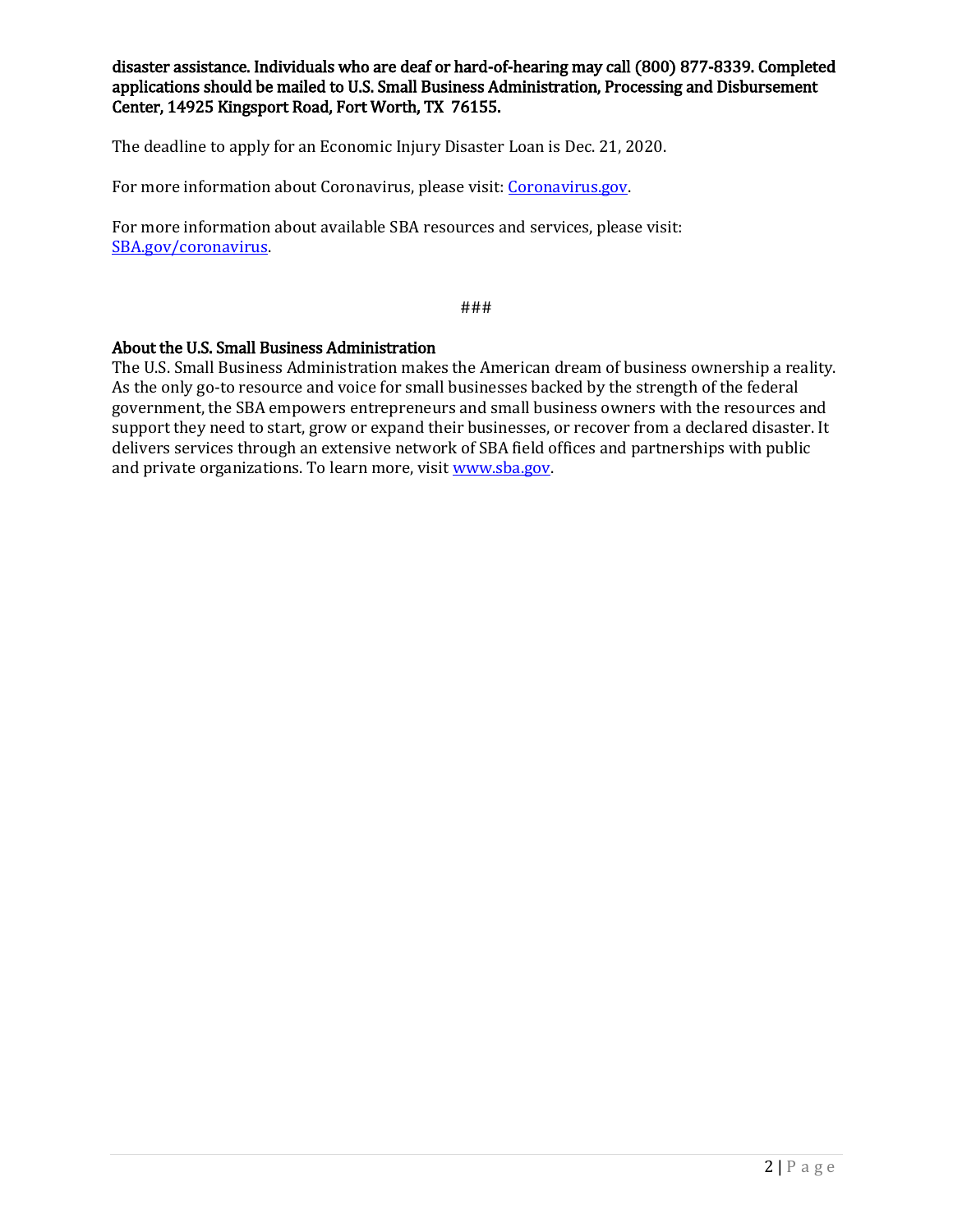**disaster assistance. Individuals who are deaf or hard-of-hearing may call (800) 877-8339. Completed applications should be mailed to U.S. Small Business Administration, Processing and Disbursement Center, 14925 Kingsport Road, Fort Worth, TX 76155.**

The deadline to apply for an Economic Injury Disaster Loan is Dec. 21, 2020.

For more information about Coronavirus, please visit: [Coronavirus.gov](Coronavirus.gov).

For more information about available SBA resources and services, please visit: [SBA.gov/coronavirus](SBA.gov/coronavirus).

###

**About the U.S. Small Business Administration**

The U.S. Small Business Administration makes the American dream of business ownership a reality. As the only go-to resource and voice for small businesses backed by the strength of the federal government, the SBA empowers entrepreneurs and small business owners with the resources and support they need to start, grow or expand their businesses, or recover from a declared disaster. It delivers services through an extensive network of SBA field offices and partnerships with public and private organizations. To learn more, visit [www.sba.gov](www.sba.gov).